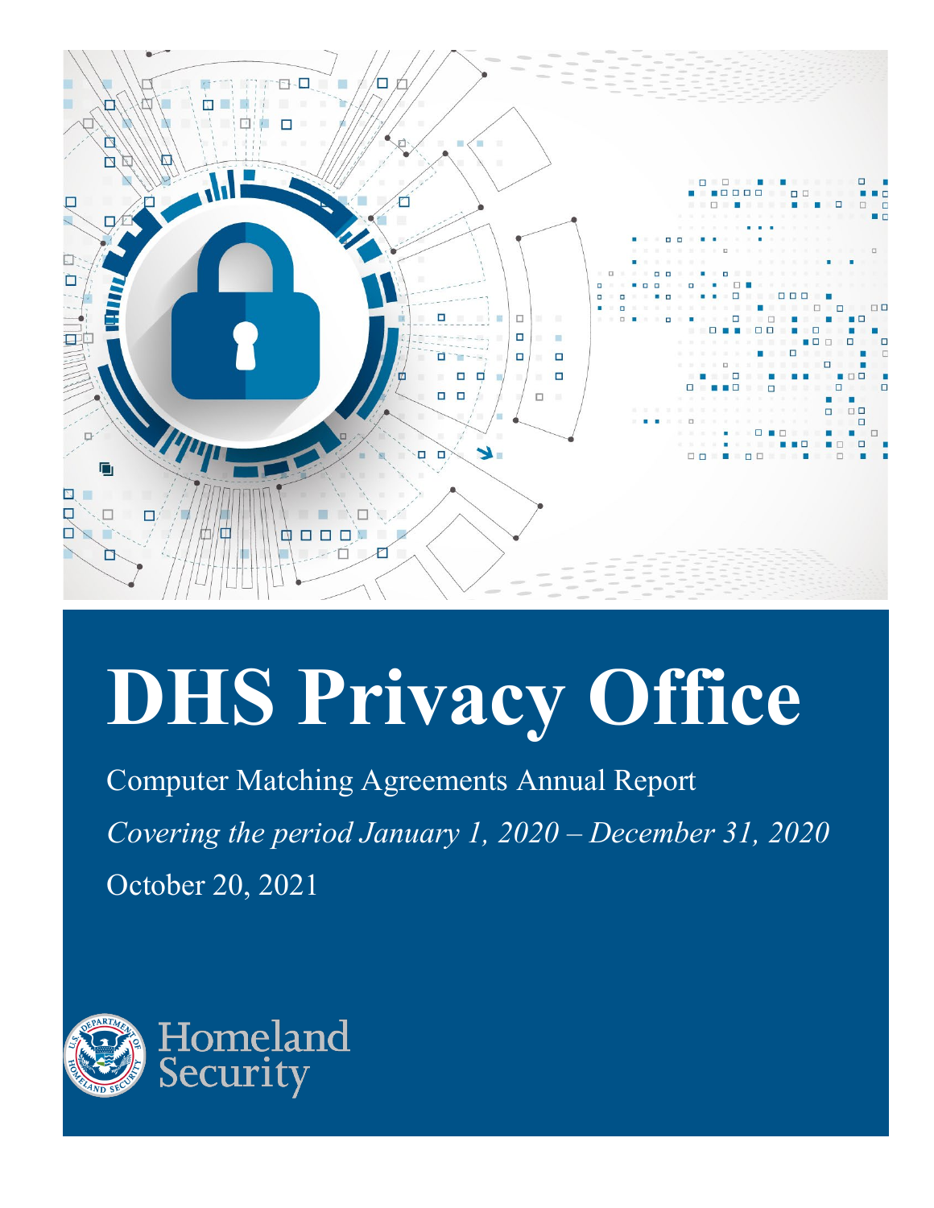# DHS Privacy Office

Computer Matching Agreements Annual Report

*Covering the period January 1, 2020 – December 31, 2020*

October 20, 2021

Homeland Security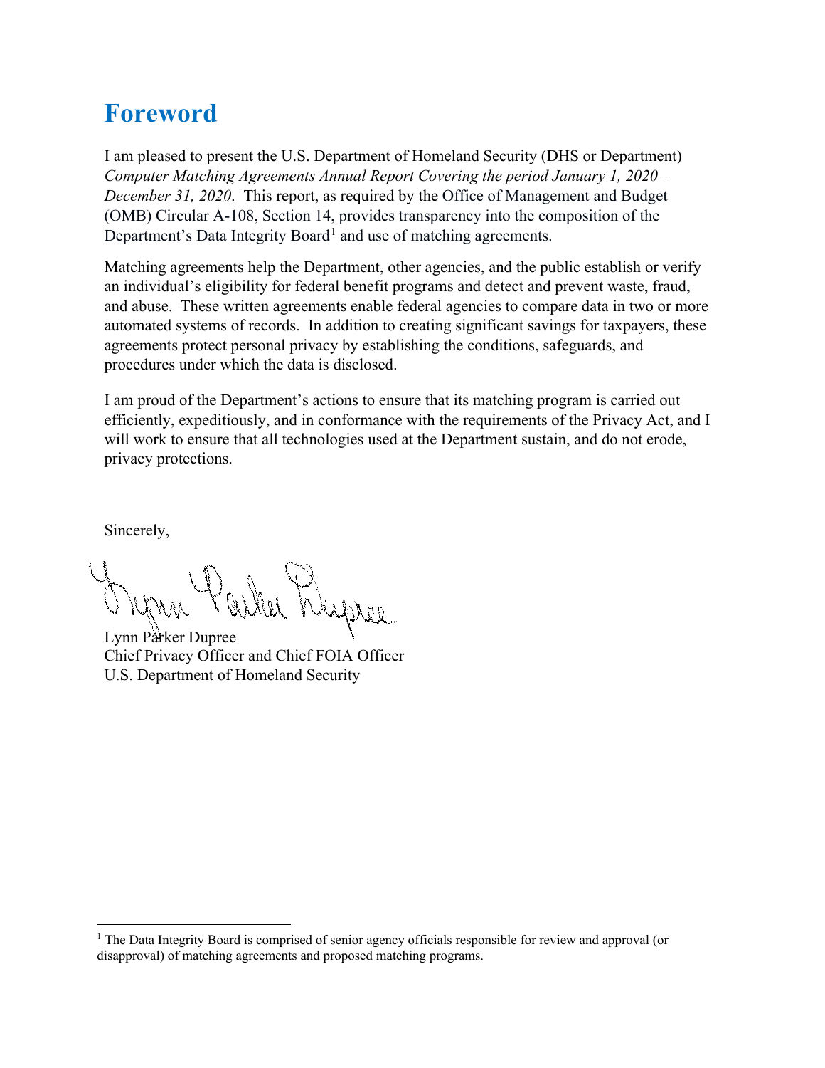# Foreword

I am pleased to present the U.S. Department of Homeland Security (DHS or Department) *Computer Matching Agreements Annual Report Covering the period January 1, 2020 – December 31, 2020*. This report, as required by the Office of Management and Budget (OMB) Circular A-108, Section 14, provides transparency into the composition of the Department's Data Integrity Board[1] and use of matching agreements.

Matching agreements help the Department, other agencies, and the public establish or verify an individual's eligibility for federal benefit programs and detect and prevent waste, fraud, and abuse. These written agreements enable federal agencies to compare data in two or more automated systems of records. In addition to creating significant savings for taxpayers, these agreements protect personal privacy by establishing the conditions, safeguards, and procedures under which the data is disclosed.

I am proud of the Department's actions to ensure that its matching program is carried out efficiently, expeditiously, and in conformance with the requirements of the Privacy Act, and I will work to ensure that all technologies used at the Department sustain, and do not erode, privacy protections.

Sincerely,

Lynn Parker Dupree
Chief Privacy Officer and Chief FOIA Officer
U.S. Department of Homeland Security

---

[1] The Data Integrity Board is comprised of senior agency officials responsible for review and approval (or disapproval) of matching agreements and proposed matching programs.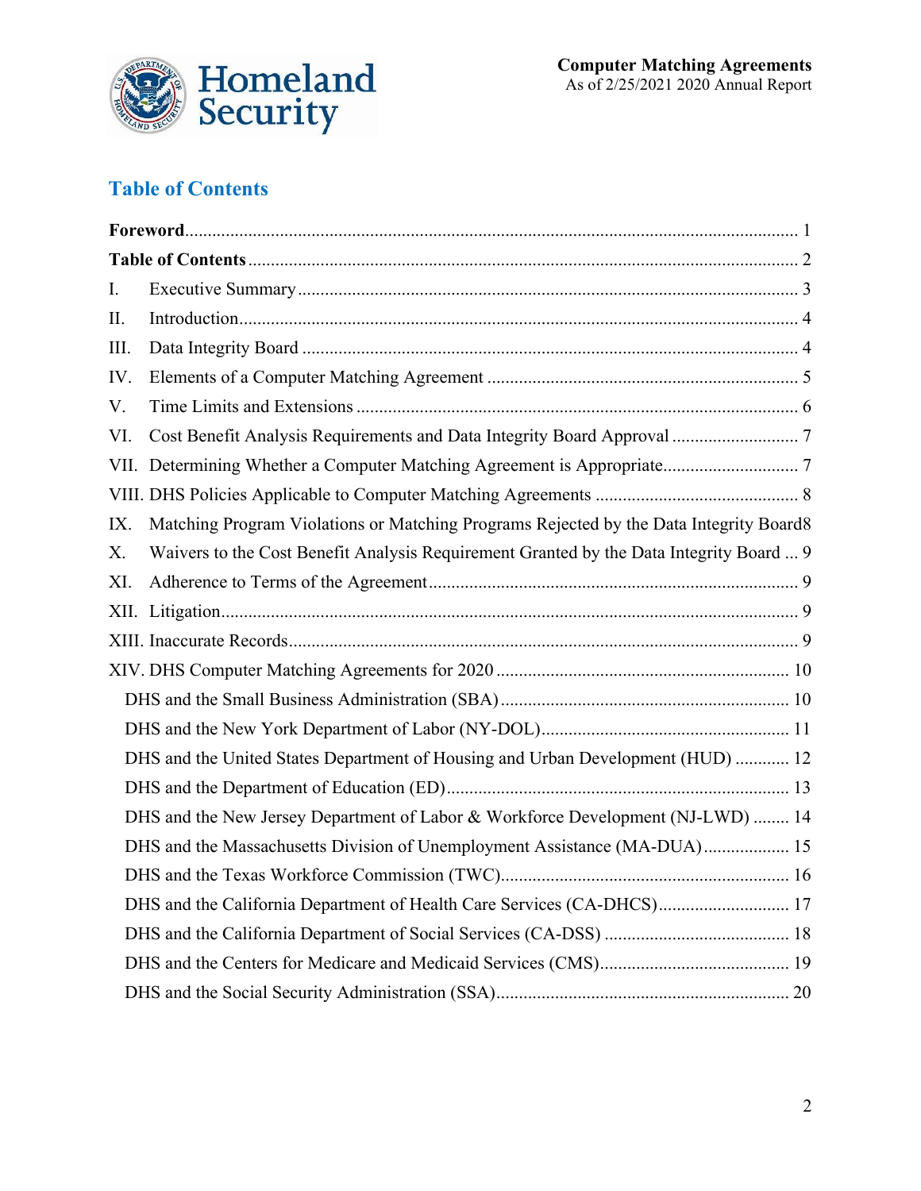## Table of Contents

**Foreword** ..... 1

**Table of Contents** ..... 2

I. Executive Summary ..... 3

II. Introduction ..... 4

III. Data Integrity Board ..... 4

IV. Elements of a Computer Matching Agreement ..... 5

V. Time Limits and Extensions ..... 6

VI. Cost Benefit Analysis Requirements and Data Integrity Board Approval ..... 7

VII. Determining Whether a Computer Matching Agreement is Appropriate ..... 7

VIII. DHS Policies Applicable to Computer Matching Agreements ..... 8

IX. Matching Program Violations or Matching Programs Rejected by the Data Integrity Board ..... 8

X. Waivers to the Cost Benefit Analysis Requirement Granted by the Data Integrity Board ..... 9

XI. Adherence to Terms of the Agreement ..... 9

XII. Litigation ..... 9

XIII. Inaccurate Records ..... 9

XIV. DHS Computer Matching Agreements for 2020 ..... 10

- DHS and the Small Business Administration (SBA) ..... 10
- DHS and the New York Department of Labor (NY-DOL) ..... 11
- DHS and the United States Department of Housing and Urban Development (HUD) ..... 12
- DHS and the Department of Education (ED) ..... 13
- DHS and the New Jersey Department of Labor & Workforce Development (NJ-LWD) ..... 14
- DHS and the Massachusetts Division of Unemployment Assistance (MA-DUA) ..... 15
- DHS and the Texas Workforce Commission (TWC) ..... 16
- DHS and the California Department of Health Care Services (CA-DHCS) ..... 17
- DHS and the California Department of Social Services (CA-DSS) ..... 18
- DHS and the Centers for Medicare and Medicaid Services (CMS) ..... 19
- DHS and the Social Security Administration (SSA) ..... 20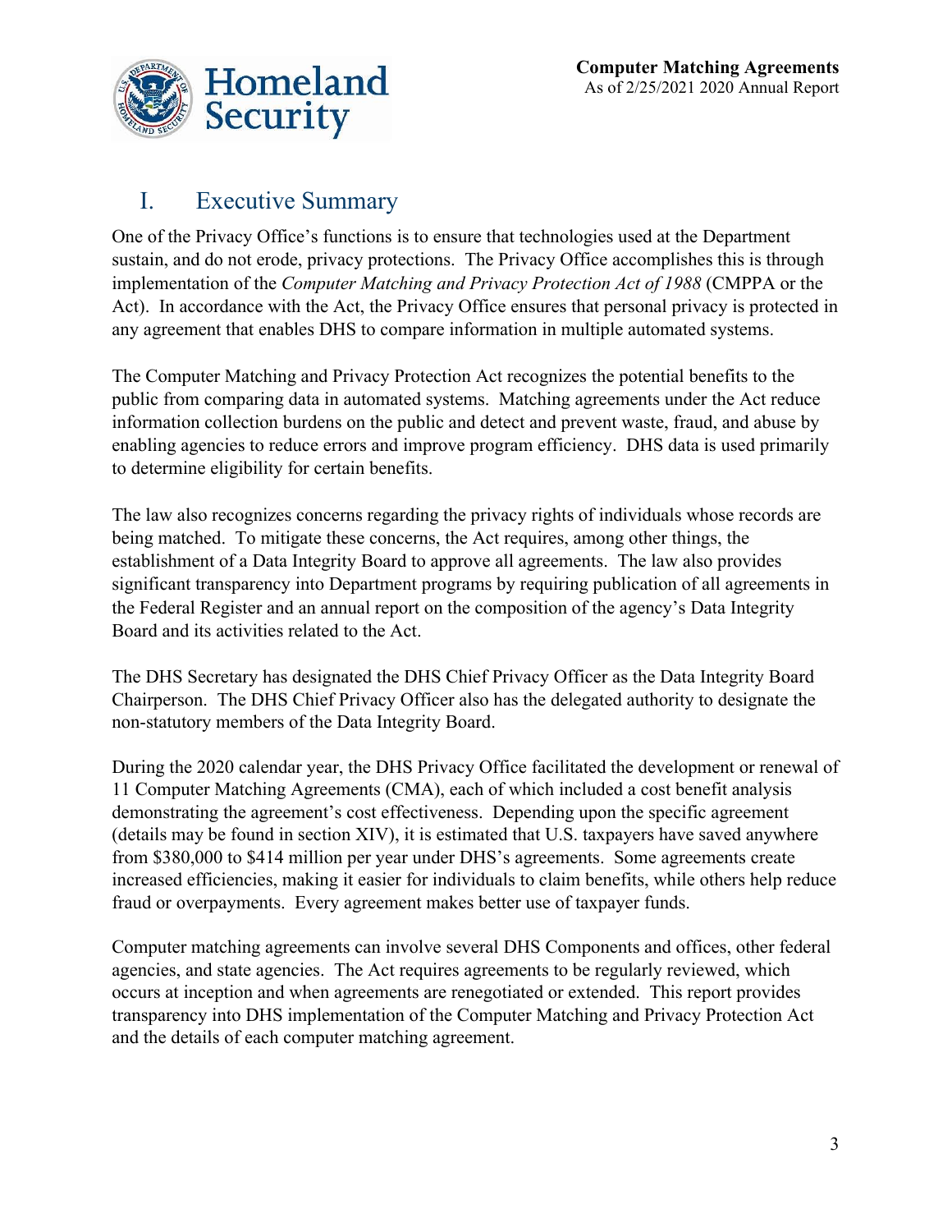# I. Executive Summary

One of the Privacy Office's functions is to ensure that technologies used at the Department sustain, and do not erode, privacy protections. The Privacy Office accomplishes this is through implementation of the *Computer Matching and Privacy Protection Act of 1988* (CMPPA or the Act). In accordance with the Act, the Privacy Office ensures that personal privacy is protected in any agreement that enables DHS to compare information in multiple automated systems.

The Computer Matching and Privacy Protection Act recognizes the potential benefits to the public from comparing data in automated systems. Matching agreements under the Act reduce information collection burdens on the public and detect and prevent waste, fraud, and abuse by enabling agencies to reduce errors and improve program efficiency. DHS data is used primarily to determine eligibility for certain benefits.

The law also recognizes concerns regarding the privacy rights of individuals whose records are being matched. To mitigate these concerns, the Act requires, among other things, the establishment of a Data Integrity Board to approve all agreements. The law also provides significant transparency into Department programs by requiring publication of all agreements in the Federal Register and an annual report on the composition of the agency's Data Integrity Board and its activities related to the Act.

The DHS Secretary has designated the DHS Chief Privacy Officer as the Data Integrity Board Chairperson. The DHS Chief Privacy Officer also has the delegated authority to designate the non-statutory members of the Data Integrity Board.

During the 2020 calendar year, the DHS Privacy Office facilitated the development or renewal of 11 Computer Matching Agreements (CMA), each of which included a cost benefit analysis demonstrating the agreement's cost effectiveness. Depending upon the specific agreement (details may be found in section XIV), it is estimated that U.S. taxpayers have saved anywhere from $380,000 to $414 million per year under DHS's agreements. Some agreements create increased efficiencies, making it easier for individuals to claim benefits, while others help reduce fraud or overpayments. Every agreement makes better use of taxpayer funds.

Computer matching agreements can involve several DHS Components and offices, other federal agencies, and state agencies. The Act requires agreements to be regularly reviewed, which occurs at inception and when agreements are renegotiated or extended. This report provides transparency into DHS implementation of the Computer Matching and Privacy Protection Act and the details of each computer matching agreement.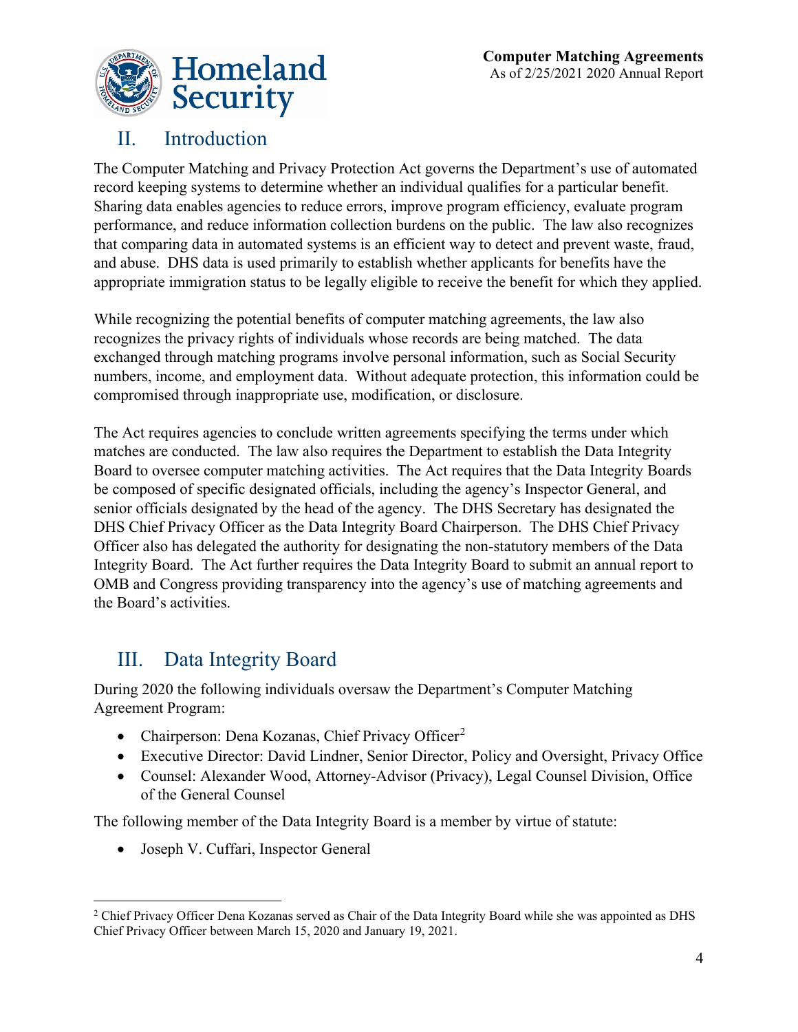## II. Introduction

The Computer Matching and Privacy Protection Act governs the Department's use of automated record keeping systems to determine whether an individual qualifies for a particular benefit. Sharing data enables agencies to reduce errors, improve program efficiency, evaluate program performance, and reduce information collection burdens on the public. The law also recognizes that comparing data in automated systems is an efficient way to detect and prevent waste, fraud, and abuse. DHS data is used primarily to establish whether applicants for benefits have the appropriate immigration status to be legally eligible to receive the benefit for which they applied.

While recognizing the potential benefits of computer matching agreements, the law also recognizes the privacy rights of individuals whose records are being matched. The data exchanged through matching programs involve personal information, such as Social Security numbers, income, and employment data. Without adequate protection, this information could be compromised through inappropriate use, modification, or disclosure.

The Act requires agencies to conclude written agreements specifying the terms under which matches are conducted. The law also requires the Department to establish the Data Integrity Board to oversee computer matching activities. The Act requires that the Data Integrity Boards be composed of specific designated officials, including the agency's Inspector General, and senior officials designated by the head of the agency. The DHS Secretary has designated the DHS Chief Privacy Officer as the Data Integrity Board Chairperson. The DHS Chief Privacy Officer also has delegated the authority for designating the non-statutory members of the Data Integrity Board. The Act further requires the Data Integrity Board to submit an annual report to OMB and Congress providing transparency into the agency's use of matching agreements and the Board's activities.

## III. Data Integrity Board

During 2020 the following individuals oversaw the Department's Computer Matching Agreement Program:

- Chairperson: Dena Kozanas, Chief Privacy Officer[2]
- Executive Director: David Lindner, Senior Director, Policy and Oversight, Privacy Office
- Counsel: Alexander Wood, Attorney-Advisor (Privacy), Legal Counsel Division, Office of the General Counsel

The following member of the Data Integrity Board is a member by virtue of statute:

- Joseph V. Cuffari, Inspector General

---

[2] Chief Privacy Officer Dena Kozanas served as Chair of the Data Integrity Board while she was appointed as DHS Chief Privacy Officer between March 15, 2020 and January 19, 2021.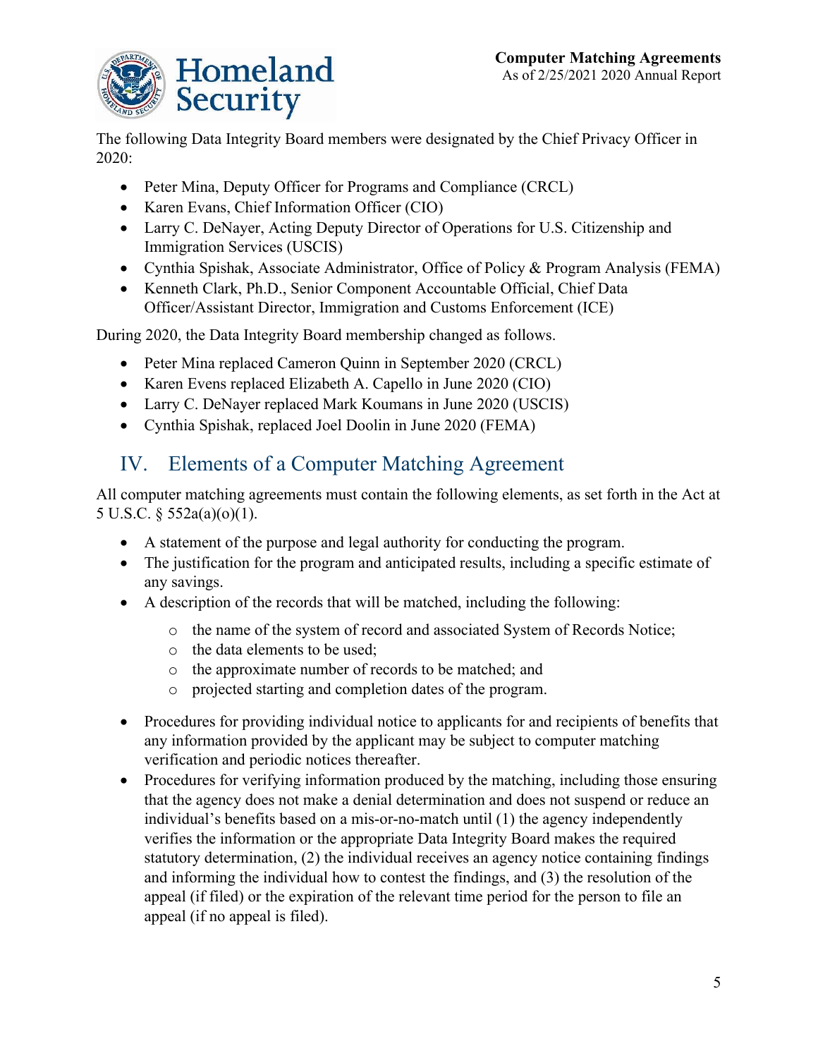The following Data Integrity Board members were designated by the Chief Privacy Officer in 2020:

- Peter Mina, Deputy Officer for Programs and Compliance (CRCL)
- Karen Evans, Chief Information Officer (CIO)
- Larry C. DeNayer, Acting Deputy Director of Operations for U.S. Citizenship and Immigration Services (USCIS)
- Cynthia Spishak, Associate Administrator, Office of Policy & Program Analysis (FEMA)
- Kenneth Clark, Ph.D., Senior Component Accountable Official, Chief Data Officer/Assistant Director, Immigration and Customs Enforcement (ICE)

During 2020, the Data Integrity Board membership changed as follows.

- Peter Mina replaced Cameron Quinn in September 2020 (CRCL)
- Karen Evens replaced Elizabeth A. Capello in June 2020 (CIO)
- Larry C. DeNayer replaced Mark Koumans in June 2020 (USCIS)
- Cynthia Spishak, replaced Joel Doolin in June 2020 (FEMA)

## IV. Elements of a Computer Matching Agreement

All computer matching agreements must contain the following elements, as set forth in the Act at 5 U.S.C. § 552a(a)(o)(1).

- A statement of the purpose and legal authority for conducting the program.
- The justification for the program and anticipated results, including a specific estimate of any savings.
- A description of the records that will be matched, including the following:
  - the name of the system of record and associated System of Records Notice;
  - the data elements to be used;
  - the approximate number of records to be matched; and
  - projected starting and completion dates of the program.
- Procedures for providing individual notice to applicants for and recipients of benefits that any information provided by the applicant may be subject to computer matching verification and periodic notices thereafter.
- Procedures for verifying information produced by the matching, including those ensuring that the agency does not make a denial determination and does not suspend or reduce an individual's benefits based on a mis-or-no-match until (1) the agency independently verifies the information or the appropriate Data Integrity Board makes the required statutory determination, (2) the individual receives an agency notice containing findings and informing the individual how to contest the findings, and (3) the resolution of the appeal (if filed) or the expiration of the relevant time period for the person to file an appeal (if no appeal is filed).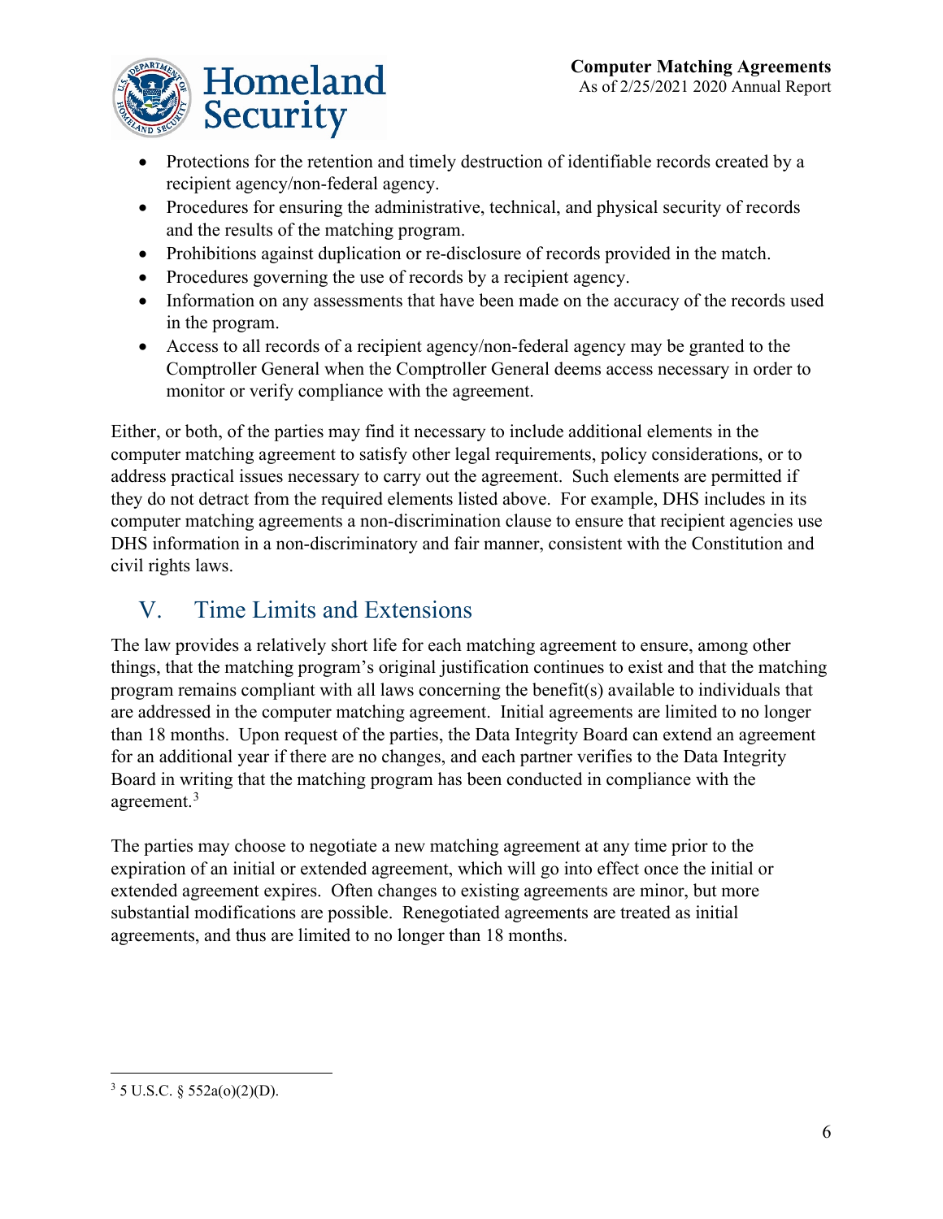- Protections for the retention and timely destruction of identifiable records created by a recipient agency/non-federal agency.
- Procedures for ensuring the administrative, technical, and physical security of records and the results of the matching program.
- Prohibitions against duplication or re-disclosure of records provided in the match.
- Procedures governing the use of records by a recipient agency.
- Information on any assessments that have been made on the accuracy of the records used in the program.
- Access to all records of a recipient agency/non-federal agency may be granted to the Comptroller General when the Comptroller General deems access necessary in order to monitor or verify compliance with the agreement.

Either, or both, of the parties may find it necessary to include additional elements in the computer matching agreement to satisfy other legal requirements, policy considerations, or to address practical issues necessary to carry out the agreement. Such elements are permitted if they do not detract from the required elements listed above. For example, DHS includes in its computer matching agreements a non-discrimination clause to ensure that recipient agencies use DHS information in a non-discriminatory and fair manner, consistent with the Constitution and civil rights laws.

## V. Time Limits and Extensions

The law provides a relatively short life for each matching agreement to ensure, among other things, that the matching program's original justification continues to exist and that the matching program remains compliant with all laws concerning the benefit(s) available to individuals that are addressed in the computer matching agreement. Initial agreements are limited to no longer than 18 months. Upon request of the parties, the Data Integrity Board can extend an agreement for an additional year if there are no changes, and each partner verifies to the Data Integrity Board in writing that the matching program has been conducted in compliance with the agreement.[3]

The parties may choose to negotiate a new matching agreement at any time prior to the expiration of an initial or extended agreement, which will go into effect once the initial or extended agreement expires. Often changes to existing agreements are minor, but more substantial modifications are possible. Renegotiated agreements are treated as initial agreements, and thus are limited to no longer than 18 months.

[3] 5 U.S.C. § 552a(o)(2)(D).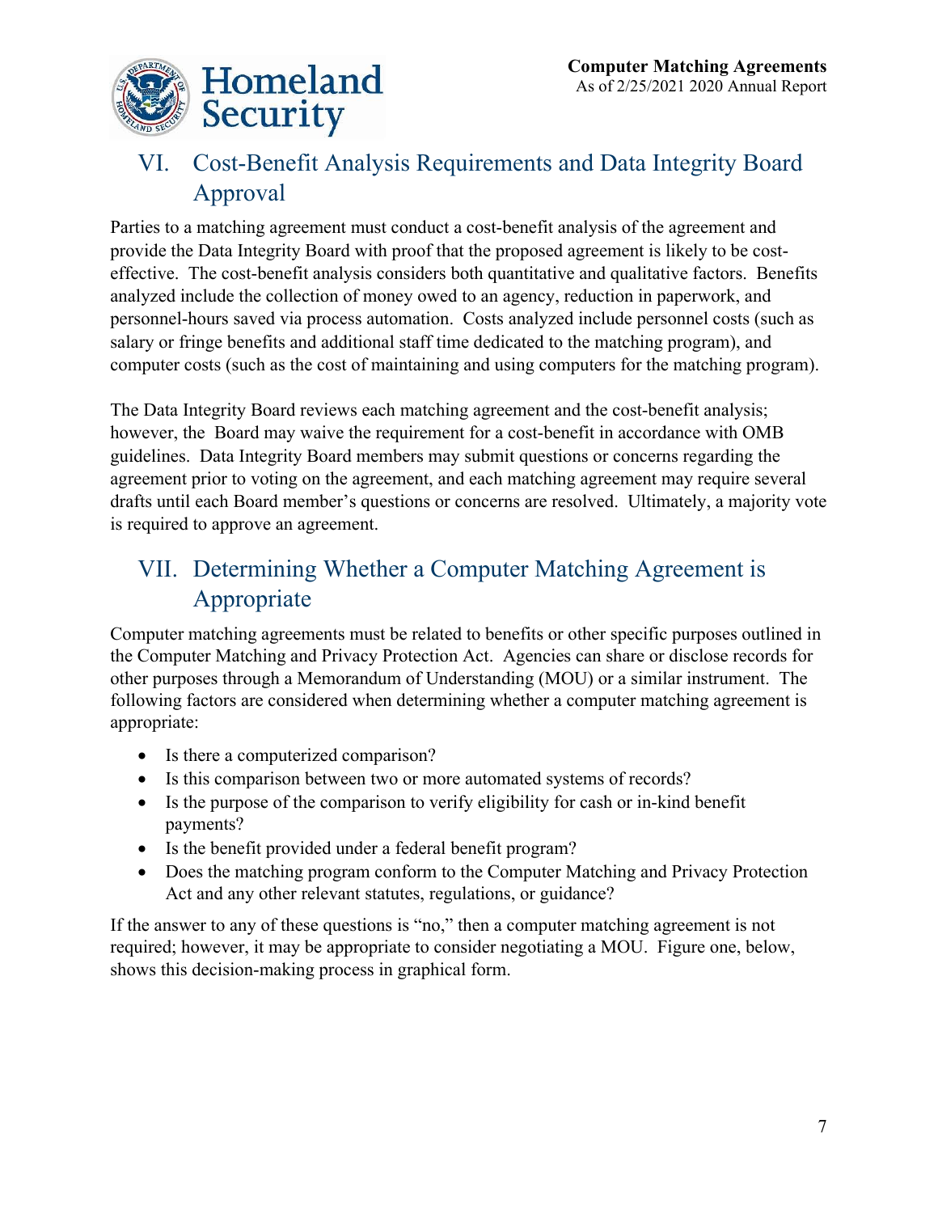## VI. Cost-Benefit Analysis Requirements and Data Integrity Board Approval

Parties to a matching agreement must conduct a cost-benefit analysis of the agreement and provide the Data Integrity Board with proof that the proposed agreement is likely to be cost-effective. The cost-benefit analysis considers both quantitative and qualitative factors. Benefits analyzed include the collection of money owed to an agency, reduction in paperwork, and personnel-hours saved via process automation. Costs analyzed include personnel costs (such as salary or fringe benefits and additional staff time dedicated to the matching program), and computer costs (such as the cost of maintaining and using computers for the matching program).

The Data Integrity Board reviews each matching agreement and the cost-benefit analysis; however, the Board may waive the requirement for a cost-benefit in accordance with OMB guidelines. Data Integrity Board members may submit questions or concerns regarding the agreement prior to voting on the agreement, and each matching agreement may require several drafts until each Board member's questions or concerns are resolved. Ultimately, a majority vote is required to approve an agreement.

## VII. Determining Whether a Computer Matching Agreement is Appropriate

Computer matching agreements must be related to benefits or other specific purposes outlined in the Computer Matching and Privacy Protection Act. Agencies can share or disclose records for other purposes through a Memorandum of Understanding (MOU) or a similar instrument. The following factors are considered when determining whether a computer matching agreement is appropriate:

- Is there a computerized comparison?
- Is this comparison between two or more automated systems of records?
- Is the purpose of the comparison to verify eligibility for cash or in-kind benefit payments?
- Is the benefit provided under a federal benefit program?
- Does the matching program conform to the Computer Matching and Privacy Protection Act and any other relevant statutes, regulations, or guidance?

If the answer to any of these questions is "no," then a computer matching agreement is not required; however, it may be appropriate to consider negotiating a MOU. Figure one, below, shows this decision-making process in graphical form.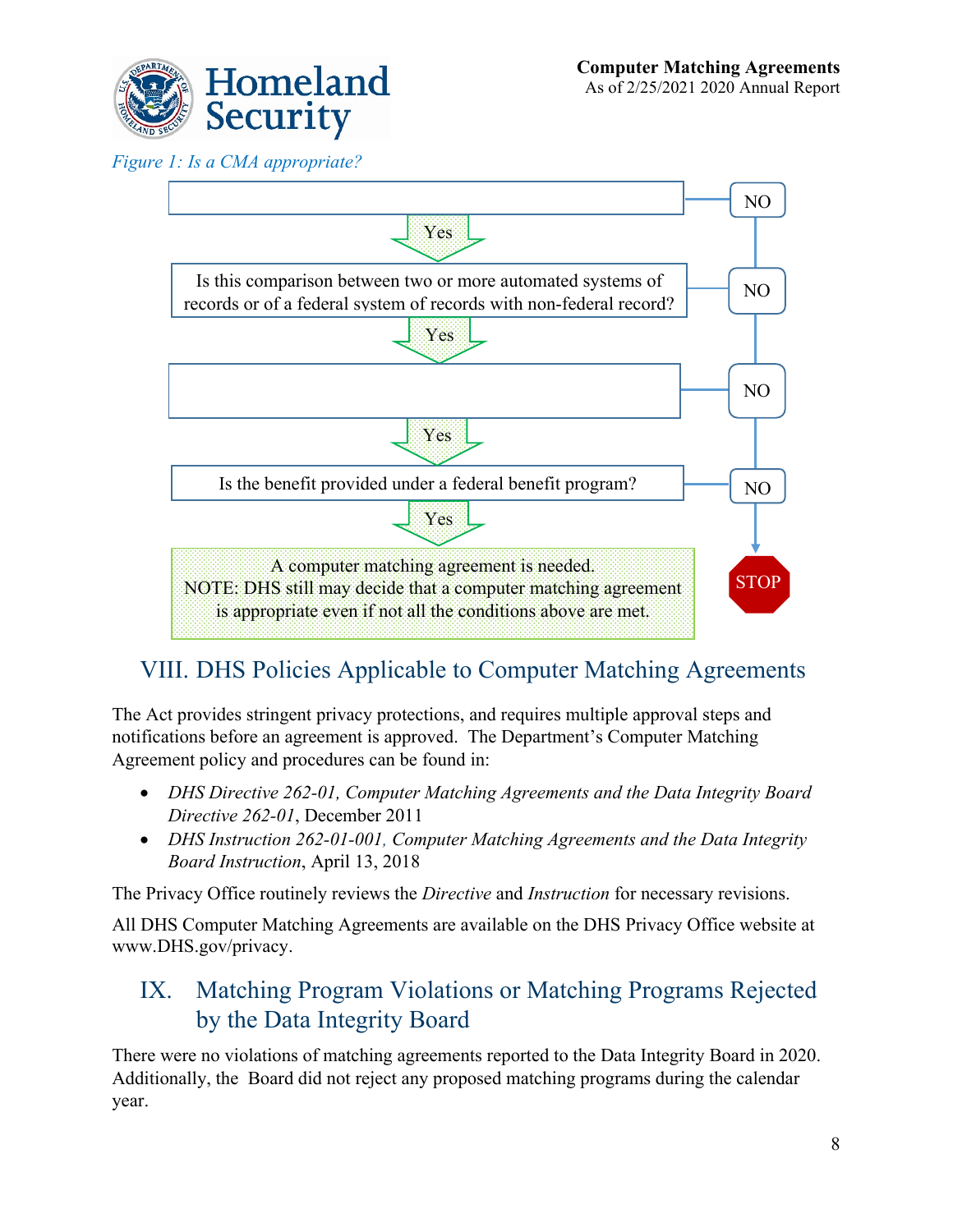*Figure 1: Is a CMA appropriate?*

Yes

Is this comparison between two or more automated systems of records or of a federal system of records with non-federal record?

Yes

Yes

Is the benefit provided under a federal benefit program?

Yes

A computer matching agreement is needed.
NOTE: DHS still may decide that a computer matching agreement is appropriate even if not all the conditions above are met.

NO

NO

NO

NO

STOP

## VIII. DHS Policies Applicable to Computer Matching Agreements

The Act provides stringent privacy protections, and requires multiple approval steps and notifications before an agreement is approved. The Department's Computer Matching Agreement policy and procedures can be found in:

- *DHS Directive 262-01, Computer Matching Agreements and the Data Integrity Board Directive 262-01*, December 2011
- *DHS Instruction 262-01-001, Computer Matching Agreements and the Data Integrity Board Instruction*, April 13, 2018

The Privacy Office routinely reviews the *Directive* and *Instruction* for necessary revisions.

All DHS Computer Matching Agreements are available on the DHS Privacy Office website at www.DHS.gov/privacy.

## IX. Matching Program Violations or Matching Programs Rejected by the Data Integrity Board

There were no violations of matching agreements reported to the Data Integrity Board in 2020. Additionally, the Board did not reject any proposed matching programs during the calendar year.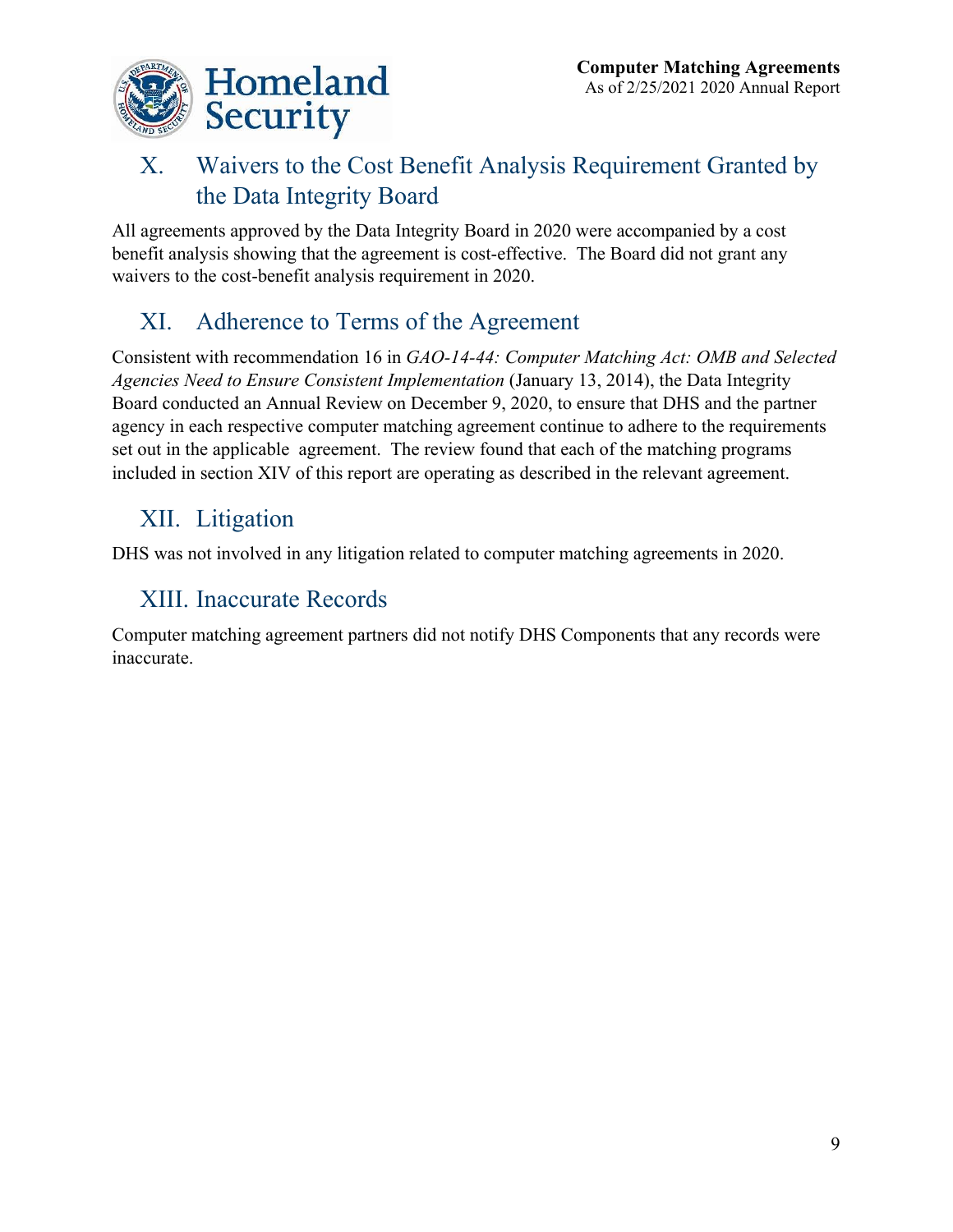## X. Waivers to the Cost Benefit Analysis Requirement Granted by the Data Integrity Board

All agreements approved by the Data Integrity Board in 2020 were accompanied by a cost benefit analysis showing that the agreement is cost-effective. The Board did not grant any waivers to the cost-benefit analysis requirement in 2020.

## XI. Adherence to Terms of the Agreement

Consistent with recommendation 16 in *GAO-14-44: Computer Matching Act: OMB and Selected Agencies Need to Ensure Consistent Implementation* (January 13, 2014), the Data Integrity Board conducted an Annual Review on December 9, 2020, to ensure that DHS and the partner agency in each respective computer matching agreement continue to adhere to the requirements set out in the applicable agreement. The review found that each of the matching programs included in section XIV of this report are operating as described in the relevant agreement.

## XII. Litigation

DHS was not involved in any litigation related to computer matching agreements in 2020.

## XIII. Inaccurate Records

Computer matching agreement partners did not notify DHS Components that any records were inaccurate.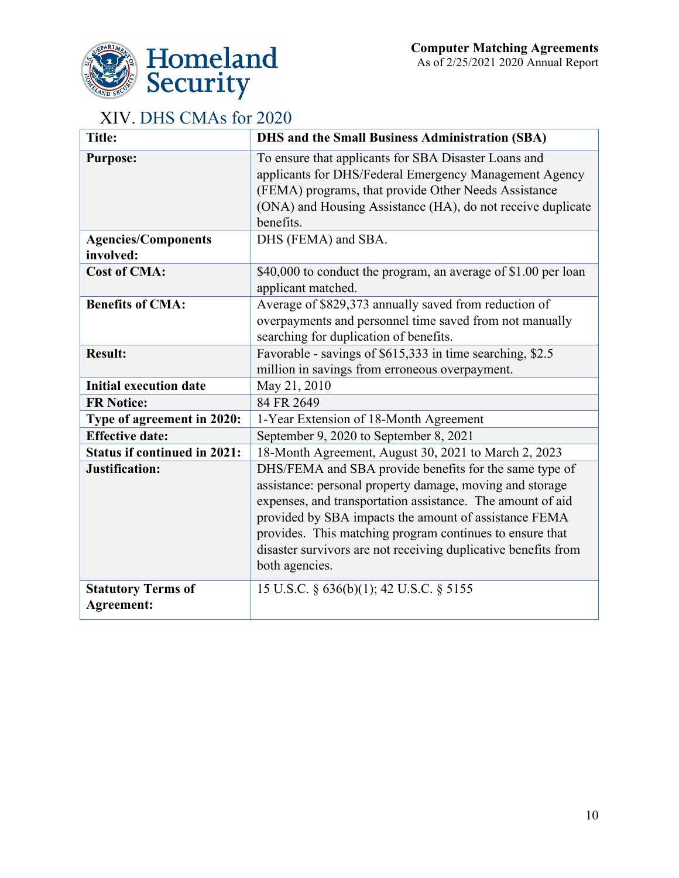# XIV. DHS CMAs for 2020

| Title: | DHS and the Small Business Administration (SBA) |
|---|---|
| Purpose: | To ensure that applicants for SBA Disaster Loans and applicants for DHS/Federal Emergency Management Agency (FEMA) programs, that provide Other Needs Assistance (ONA) and Housing Assistance (HA), do not receive duplicate benefits. |
| Agencies/Components involved: | DHS (FEMA) and SBA. |
| Cost of CMA: | $40,000 to conduct the program, an average of $1.00 per loan applicant matched. |
| Benefits of CMA: | Average of $829,373 annually saved from reduction of overpayments and personnel time saved from not manually searching for duplication of benefits. |
| Result: | Favorable - savings of $615,333 in time searching, $2.5 million in savings from erroneous overpayment. |
| Initial execution date | May 21, 2010 |
| FR Notice: | 84 FR 2649 |
| Type of agreement in 2020: | 1-Year Extension of 18-Month Agreement |
| Effective date: | September 9, 2020 to September 8, 2021 |
| Status if continued in 2021: | 18-Month Agreement, August 30, 2021 to March 2, 2023 |
| Justification: | DHS/FEMA and SBA provide benefits for the same type of assistance: personal property damage, moving and storage expenses, and transportation assistance. The amount of aid provided by SBA impacts the amount of assistance FEMA provides. This matching program continues to ensure that disaster survivors are not receiving duplicative benefits from both agencies. |
| Statutory Terms of Agreement: | 15 U.S.C. § 636(b)(1); 42 U.S.C. § 5155 |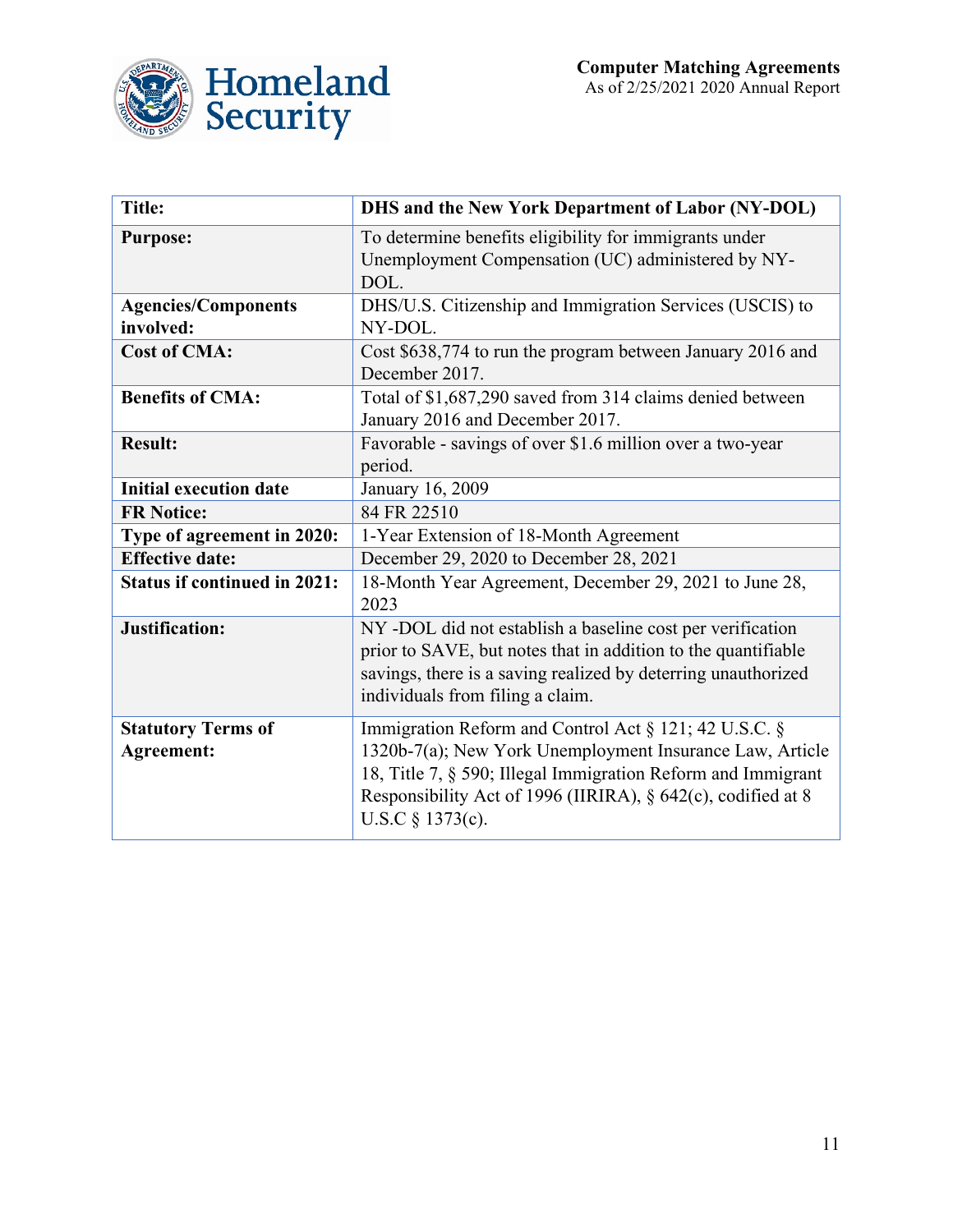| Title: | DHS and the New York Department of Labor (NY-DOL) |
|---|---|
| Purpose: | To determine benefits eligibility for immigrants under Unemployment Compensation (UC) administered by NY-DOL. |
| Agencies/Components involved: | DHS/U.S. Citizenship and Immigration Services (USCIS) to NY-DOL. |
| Cost of CMA: | Cost $638,774 to run the program between January 2016 and December 2017. |
| Benefits of CMA: | Total of $1,687,290 saved from 314 claims denied between January 2016 and December 2017. |
| Result: | Favorable - savings of over $1.6 million over a two-year period. |
| Initial execution date | January 16, 2009 |
| FR Notice: | 84 FR 22510 |
| Type of agreement in 2020: | 1-Year Extension of 18-Month Agreement |
| Effective date: | December 29, 2020 to December 28, 2021 |
| Status if continued in 2021: | 18-Month Year Agreement, December 29, 2021 to June 28, 2023 |
| Justification: | NY -DOL did not establish a baseline cost per verification prior to SAVE, but notes that in addition to the quantifiable savings, there is a saving realized by deterring unauthorized individuals from filing a claim. |
| Statutory Terms of Agreement: | Immigration Reform and Control Act § 121; 42 U.S.C. § 1320b-7(a); New York Unemployment Insurance Law, Article 18, Title 7, § 590; Illegal Immigration Reform and Immigrant Responsibility Act of 1996 (IIRIRA), § 642(c), codified at 8 U.S.C § 1373(c). |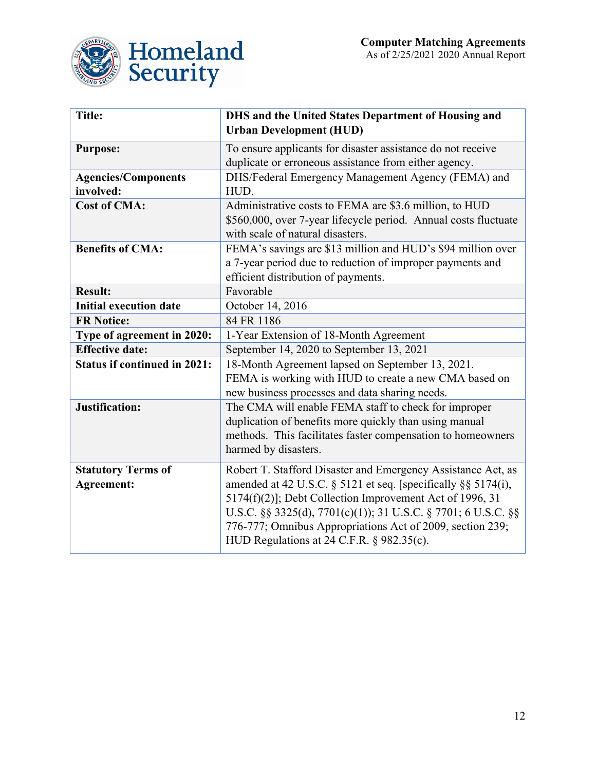| Title: | DHS and the United States Department of Housing and Urban Development (HUD) |
|---|---|
| Purpose: | To ensure applicants for disaster assistance do not receive duplicate or erroneous assistance from either agency. |
| Agencies/Components involved: | DHS/Federal Emergency Management Agency (FEMA) and HUD. |
| Cost of CMA: | Administrative costs to FEMA are $3.6 million, to HUD $560,000, over 7-year lifecycle period. Annual costs fluctuate with scale of natural disasters. |
| Benefits of CMA: | FEMA's savings are $13 million and HUD's $94 million over a 7-year period due to reduction of improper payments and efficient distribution of payments. |
| Result: | Favorable |
| Initial execution date | October 14, 2016 |
| FR Notice: | 84 FR 1186 |
| Type of agreement in 2020: | 1-Year Extension of 18-Month Agreement |
| Effective date: | September 14, 2020 to September 13, 2021 |
| Status if continued in 2021: | 18-Month Agreement lapsed on September 13, 2021. FEMA is working with HUD to create a new CMA based on new business processes and data sharing needs. |
| Justification: | The CMA will enable FEMA staff to check for improper duplication of benefits more quickly than using manual methods. This facilitates faster compensation to homeowners harmed by disasters. |
| Statutory Terms of Agreement: | Robert T. Stafford Disaster and Emergency Assistance Act, as amended at 42 U.S.C. § 5121 et seq. [specifically §§ 5174(i), 5174(f)(2)]; Debt Collection Improvement Act of 1996, 31 U.S.C. §§ 3325(d), 7701(c)(1)); 31 U.S.C. § 7701; 6 U.S.C. §§ 776-777; Omnibus Appropriations Act of 2009, section 239; HUD Regulations at 24 C.F.R. § 982.35(c). |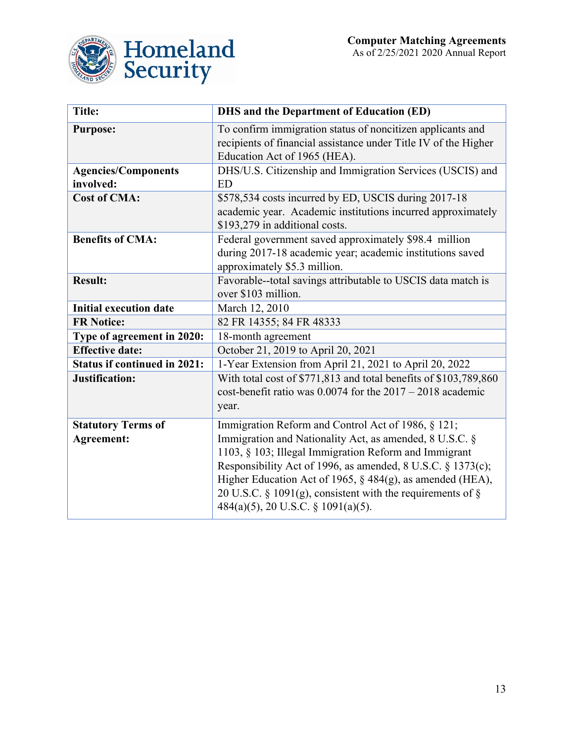| Title: | DHS and the Department of Education (ED) |
|---|---|
| Purpose: | To confirm immigration status of noncitizen applicants and recipients of financial assistance under Title IV of the Higher Education Act of 1965 (HEA). |
| Agencies/Components involved: | DHS/U.S. Citizenship and Immigration Services (USCIS) and ED |
| Cost of CMA: | $578,534 costs incurred by ED, USCIS during 2017-18 academic year. Academic institutions incurred approximately $193,279 in additional costs. |
| Benefits of CMA: | Federal government saved approximately $98.4 million during 2017-18 academic year; academic institutions saved approximately $5.3 million. |
| Result: | Favorable--total savings attributable to USCIS data match is over $103 million. |
| Initial execution date | March 12, 2010 |
| FR Notice: | 82 FR 14355; 84 FR 48333 |
| Type of agreement in 2020: | 18-month agreement |
| Effective date: | October 21, 2019 to April 20, 2021 |
| Status if continued in 2021: | 1-Year Extension from April 21, 2021 to April 20, 2022 |
| Justification: | With total cost of $771,813 and total benefits of $103,789,860 cost-benefit ratio was 0.0074 for the 2017 – 2018 academic year. |
| Statutory Terms of Agreement: | Immigration Reform and Control Act of 1986, § 121; Immigration and Nationality Act, as amended, 8 U.S.C. § 1103, § 103; Illegal Immigration Reform and Immigrant Responsibility Act of 1996, as amended, 8 U.S.C. § 1373(c); Higher Education Act of 1965, § 484(g), as amended (HEA), 20 U.S.C. § 1091(g), consistent with the requirements of § 484(a)(5), 20 U.S.C. § 1091(a)(5). |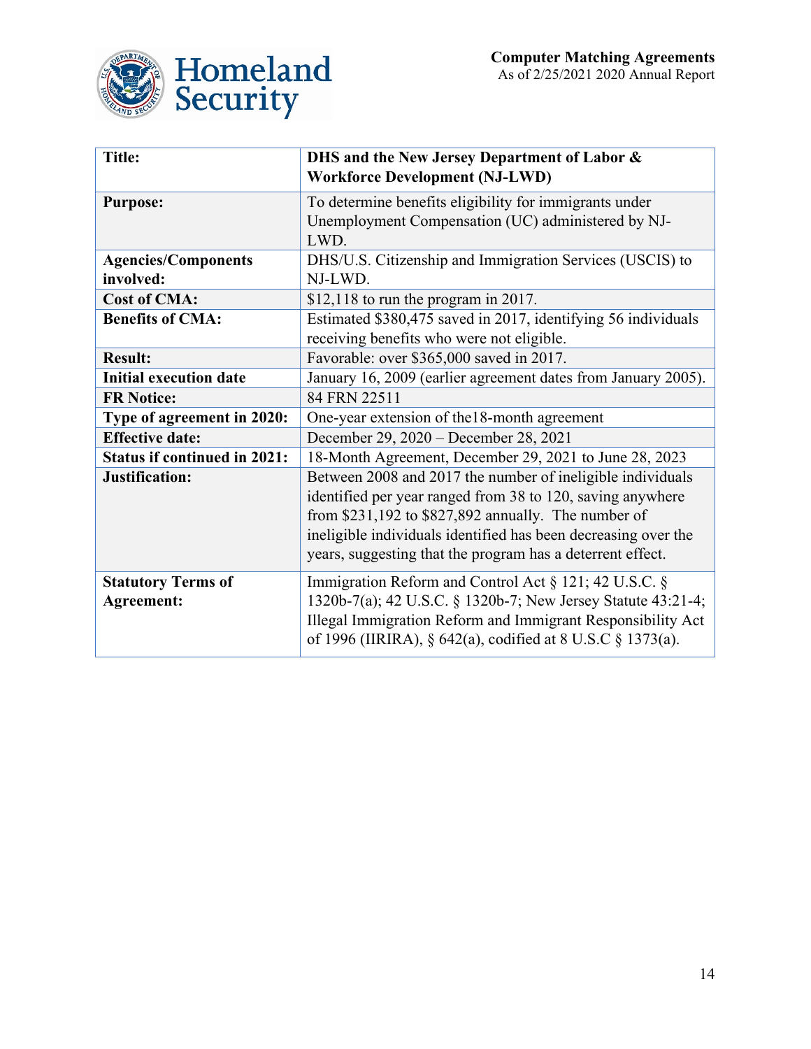| **Title:** | **DHS and the New Jersey Department of Labor & Workforce Development (NJ-LWD)** |
|---|---|
| **Purpose:** | To determine benefits eligibility for immigrants under Unemployment Compensation (UC) administered by NJ-LWD. |
| **Agencies/Components involved:** | DHS/U.S. Citizenship and Immigration Services (USCIS) to NJ-LWD. |
| **Cost of CMA:** | $12,118 to run the program in 2017. |
| **Benefits of CMA:** | Estimated $380,475 saved in 2017, identifying 56 individuals receiving benefits who were not eligible. |
| **Result:** | Favorable: over $365,000 saved in 2017. |
| **Initial execution date** | January 16, 2009 (earlier agreement dates from January 2005). |
| **FR Notice:** | 84 FRN 22511 |
| **Type of agreement in 2020:** | One-year extension of the18-month agreement |
| **Effective date:** | December 29, 2020 – December 28, 2021 |
| **Status if continued in 2021:** | 18-Month Agreement, December 29, 2021 to June 28, 2023 |
| **Justification:** | Between 2008 and 2017 the number of ineligible individuals identified per year ranged from 38 to 120, saving anywhere from $231,192 to $827,892 annually. The number of ineligible individuals identified has been decreasing over the years, suggesting that the program has a deterrent effect. |
| **Statutory Terms of Agreement:** | Immigration Reform and Control Act § 121; 42 U.S.C. § 1320b-7(a); 42 U.S.C. § 1320b-7; New Jersey Statute 43:21-4; Illegal Immigration Reform and Immigrant Responsibility Act of 1996 (IIRIRA), § 642(a), codified at 8 U.S.C § 1373(a). |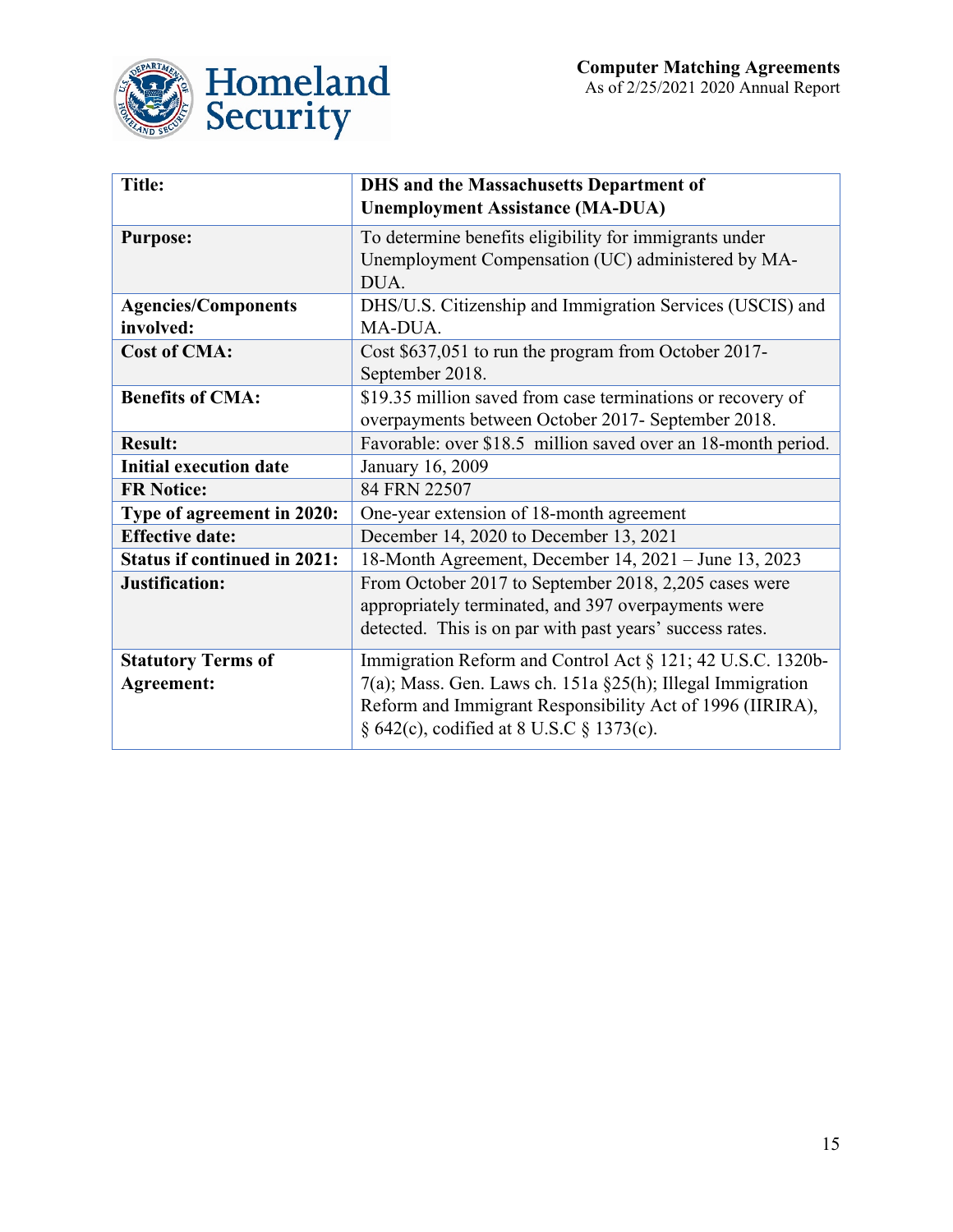| Title: | DHS and the Massachusetts Department of Unemployment Assistance (MA-DUA) |
| --- | --- |
| Purpose: | To determine benefits eligibility for immigrants under Unemployment Compensation (UC) administered by MA-DUA. |
| Agencies/Components involved: | DHS/U.S. Citizenship and Immigration Services (USCIS) and MA-DUA. |
| Cost of CMA: | Cost $637,051 to run the program from October 2017- September 2018. |
| Benefits of CMA: | $19.35 million saved from case terminations or recovery of overpayments between October 2017- September 2018. |
| Result: | Favorable: over $18.5 million saved over an 18-month period. |
| Initial execution date | January 16, 2009 |
| FR Notice: | 84 FRN 22507 |
| Type of agreement in 2020: | One-year extension of 18-month agreement |
| Effective date: | December 14, 2020 to December 13, 2021 |
| Status if continued in 2021: | 18-Month Agreement, December 14, 2021 – June 13, 2023 |
| Justification: | From October 2017 to September 2018, 2,205 cases were appropriately terminated, and 397 overpayments were detected. This is on par with past years' success rates. |
| Statutory Terms of Agreement: | Immigration Reform and Control Act § 121; 42 U.S.C. 1320b-7(a); Mass. Gen. Laws ch. 151a §25(h); Illegal Immigration Reform and Immigrant Responsibility Act of 1996 (IIRIRA), § 642(c), codified at 8 U.S.C § 1373(c). |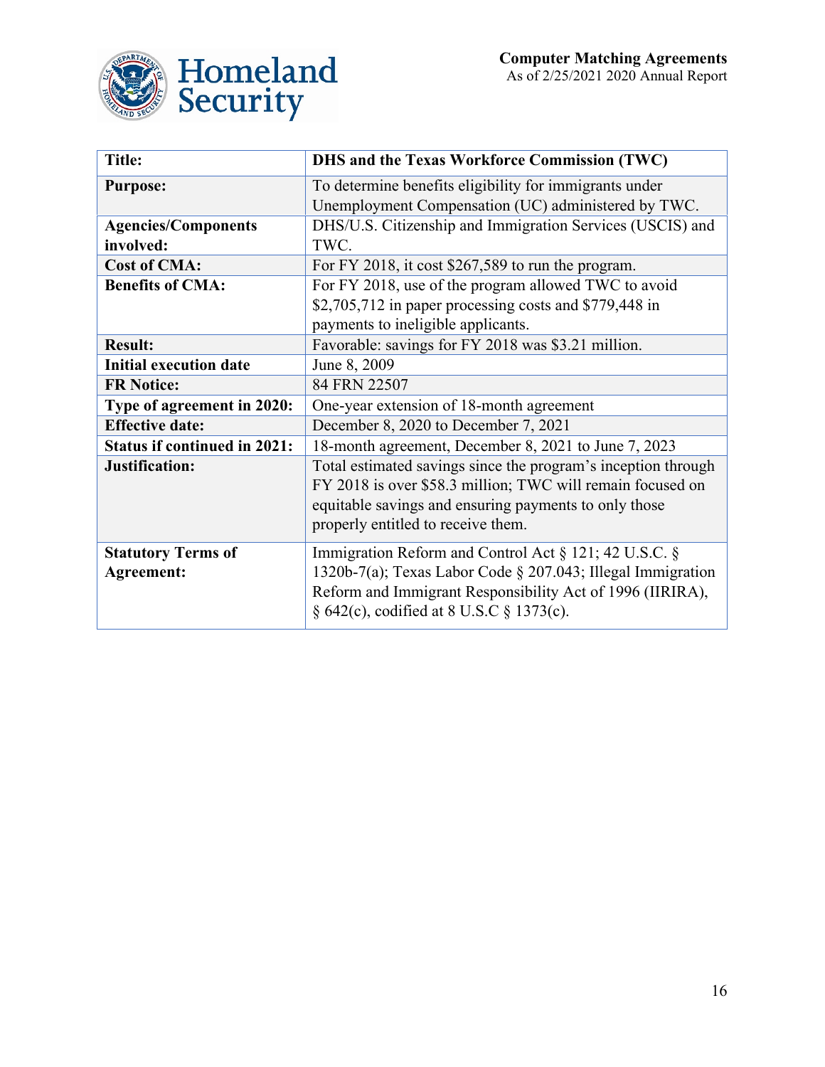| Title: | DHS and the Texas Workforce Commission (TWC) |
|---|---|
| **Purpose:** | To determine benefits eligibility for immigrants under Unemployment Compensation (UC) administered by TWC. |
| **Agencies/Components involved:** | DHS/U.S. Citizenship and Immigration Services (USCIS) and TWC. |
| **Cost of CMA:** | For FY 2018, it cost $267,589 to run the program. |
| **Benefits of CMA:** | For FY 2018, use of the program allowed TWC to avoid $2,705,712 in paper processing costs and $779,448 in payments to ineligible applicants. |
| **Result:** | Favorable: savings for FY 2018 was $3.21 million. |
| **Initial execution date** | June 8, 2009 |
| **FR Notice:** | 84 FRN 22507 |
| **Type of agreement in 2020:** | One-year extension of 18-month agreement |
| **Effective date:** | December 8, 2020 to December 7, 2021 |
| **Status if continued in 2021:** | 18-month agreement, December 8, 2021 to June 7, 2023 |
| **Justification:** | Total estimated savings since the program's inception through FY 2018 is over $58.3 million; TWC will remain focused on equitable savings and ensuring payments to only those properly entitled to receive them. |
| **Statutory Terms of Agreement:** | Immigration Reform and Control Act § 121; 42 U.S.C. § 1320b-7(a); Texas Labor Code § 207.043; Illegal Immigration Reform and Immigrant Responsibility Act of 1996 (IIRIRA), § 642(c), codified at 8 U.S.C § 1373(c). |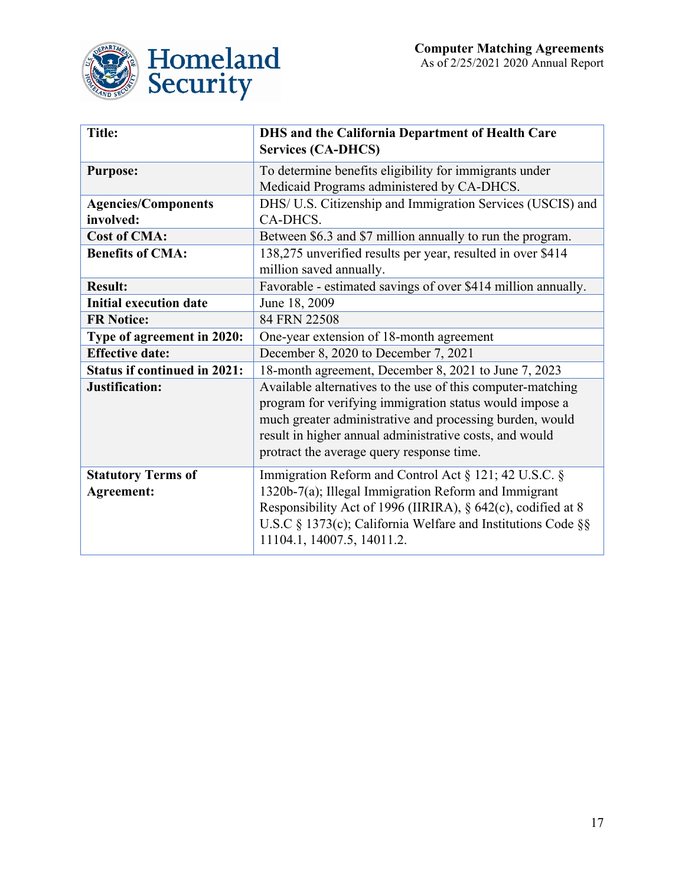| Title: | DHS and the California Department of Health Care Services (CA-DHCS) |
|---|---|
| Purpose: | To determine benefits eligibility for immigrants under Medicaid Programs administered by CA-DHCS. |
| Agencies/Components involved: | DHS/ U.S. Citizenship and Immigration Services (USCIS) and CA-DHCS. |
| Cost of CMA: | Between $6.3 and $7 million annually to run the program. |
| Benefits of CMA: | 138,275 unverified results per year, resulted in over $414 million saved annually. |
| Result: | Favorable - estimated savings of over $414 million annually. |
| Initial execution date | June 18, 2009 |
| FR Notice: | 84 FRN 22508 |
| Type of agreement in 2020: | One-year extension of 18-month agreement |
| Effective date: | December 8, 2020 to December 7, 2021 |
| Status if continued in 2021: | 18-month agreement, December 8, 2021 to June 7, 2023 |
| Justification: | Available alternatives to the use of this computer-matching program for verifying immigration status would impose a much greater administrative and processing burden, would result in higher annual administrative costs, and would protract the average query response time. |
| Statutory Terms of Agreement: | Immigration Reform and Control Act § 121; 42 U.S.C. § 1320b-7(a); Illegal Immigration Reform and Immigrant Responsibility Act of 1996 (IIRIRA), § 642(c), codified at 8 U.S.C § 1373(c); California Welfare and Institutions Code §§ 11104.1, 14007.5, 14011.2. |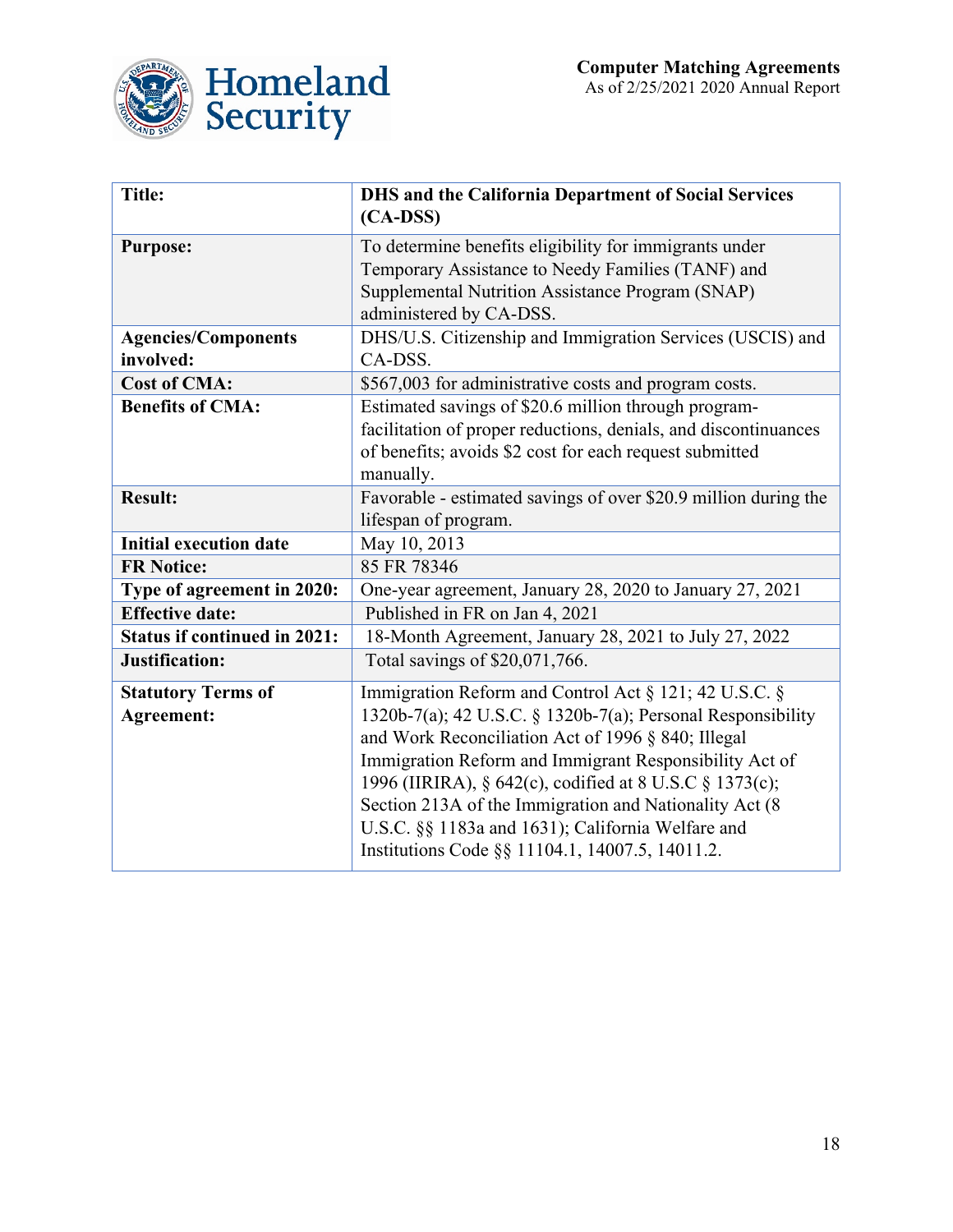| Title: | DHS and the California Department of Social Services (CA-DSS) |
|---|---|
| **Purpose:** | To determine benefits eligibility for immigrants under Temporary Assistance to Needy Families (TANF) and Supplemental Nutrition Assistance Program (SNAP) administered by CA-DSS. |
| **Agencies/Components involved:** | DHS/U.S. Citizenship and Immigration Services (USCIS) and CA-DSS. |
| **Cost of CMA:** | $567,003 for administrative costs and program costs. |
| **Benefits of CMA:** | Estimated savings of $20.6 million through program-facilitation of proper reductions, denials, and discontinuances of benefits; avoids $2 cost for each request submitted manually. |
| **Result:** | Favorable - estimated savings of over $20.9 million during the lifespan of program. |
| **Initial execution date** | May 10, 2013 |
| **FR Notice:** | 85 FR 78346 |
| **Type of agreement in 2020:** | One-year agreement, January 28, 2020 to January 27, 2021 |
| **Effective date:** | Published in FR on Jan 4, 2021 |
| **Status if continued in 2021:** | 18-Month Agreement, January 28, 2021 to July 27, 2022 |
| **Justification:** | Total savings of $20,071,766. |
| **Statutory Terms of Agreement:** | Immigration Reform and Control Act § 121; 42 U.S.C. § 1320b-7(a); 42 U.S.C. § 1320b-7(a); Personal Responsibility and Work Reconciliation Act of 1996 § 840; Illegal Immigration Reform and Immigrant Responsibility Act of 1996 (IIRIRA), § 642(c), codified at 8 U.S.C § 1373(c); Section 213A of the Immigration and Nationality Act (8 U.S.C. §§ 1183a and 1631); California Welfare and Institutions Code §§ 11104.1, 14007.5, 14011.2. |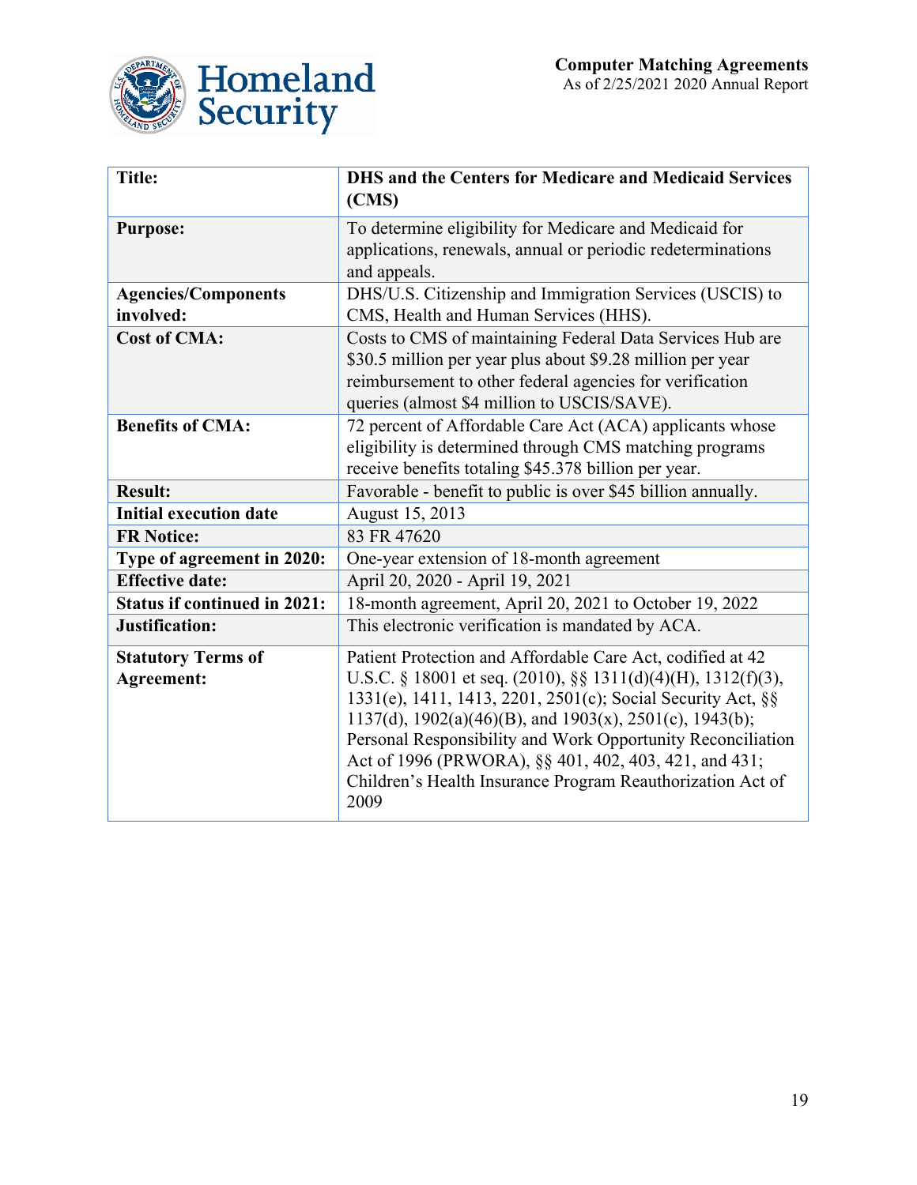| **Title:** | **DHS and the Centers for Medicare and Medicaid Services (CMS)** |
|---|---|
| **Purpose:** | To determine eligibility for Medicare and Medicaid for applications, renewals, annual or periodic redeterminations and appeals. |
| **Agencies/Components involved:** | DHS/U.S. Citizenship and Immigration Services (USCIS) to CMS, Health and Human Services (HHS). |
| **Cost of CMA:** | Costs to CMS of maintaining Federal Data Services Hub are $30.5 million per year plus about $9.28 million per year reimbursement to other federal agencies for verification queries (almost $4 million to USCIS/SAVE). |
| **Benefits of CMA:** | 72 percent of Affordable Care Act (ACA) applicants whose eligibility is determined through CMS matching programs receive benefits totaling $45.378 billion per year. |
| **Result:** | Favorable - benefit to public is over $45 billion annually. |
| **Initial execution date** | August 15, 2013 |
| **FR Notice:** | 83 FR 47620 |
| **Type of agreement in 2020:** | One-year extension of 18-month agreement |
| **Effective date:** | April 20, 2020 - April 19, 2021 |
| **Status if continued in 2021:** | 18-month agreement, April 20, 2021 to October 19, 2022 |
| **Justification:** | This electronic verification is mandated by ACA. |
| **Statutory Terms of Agreement:** | Patient Protection and Affordable Care Act, codified at 42 U.S.C. § 18001 et seq. (2010), §§ 1311(d)(4)(H), 1312(f)(3), 1331(e), 1411, 1413, 2201, 2501(c); Social Security Act, §§ 1137(d), 1902(a)(46)(B), and 1903(x), 2501(c), 1943(b); Personal Responsibility and Work Opportunity Reconciliation Act of 1996 (PRWORA), §§ 401, 402, 403, 421, and 431; Children's Health Insurance Program Reauthorization Act of 2009 |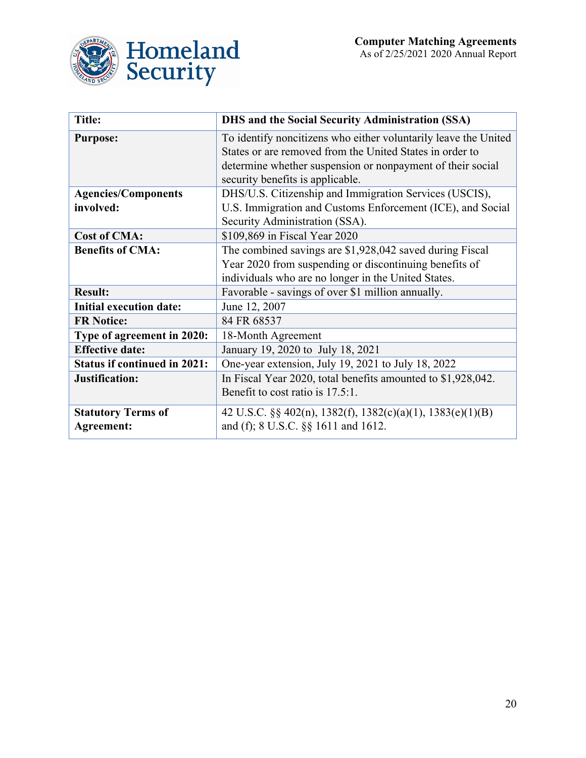| | |
|---|---|
| **Title:** | **DHS and the Social Security Administration (SSA)** |
| **Purpose:** | To identify noncitizens who either voluntarily leave the United States or are removed from the United States in order to determine whether suspension or nonpayment of their social security benefits is applicable. |
| **Agencies/Components involved:** | DHS/U.S. Citizenship and Immigration Services (USCIS), U.S. Immigration and Customs Enforcement (ICE), and Social Security Administration (SSA). |
| **Cost of CMA:** | $109,869 in Fiscal Year 2020 |
| **Benefits of CMA:** | The combined savings are $1,928,042 saved during Fiscal Year 2020 from suspending or discontinuing benefits of individuals who are no longer in the United States. |
| **Result:** | Favorable - savings of over $1 million annually. |
| **Initial execution date:** | June 12, 2007 |
| **FR Notice:** | 84 FR 68537 |
| **Type of agreement in 2020:** | 18-Month Agreement |
| **Effective date:** | January 19, 2020 to July 18, 2021 |
| **Status if continued in 2021:** | One-year extension, July 19, 2021 to July 18, 2022 |
| **Justification:** | In Fiscal Year 2020, total benefits amounted to $1,928,042. Benefit to cost ratio is 17.5:1. |
| **Statutory Terms of Agreement:** | 42 U.S.C. §§ 402(n), 1382(f), 1382(c)(a)(1), 1383(e)(1)(B) and (f); 8 U.S.C. §§ 1611 and 1612. |